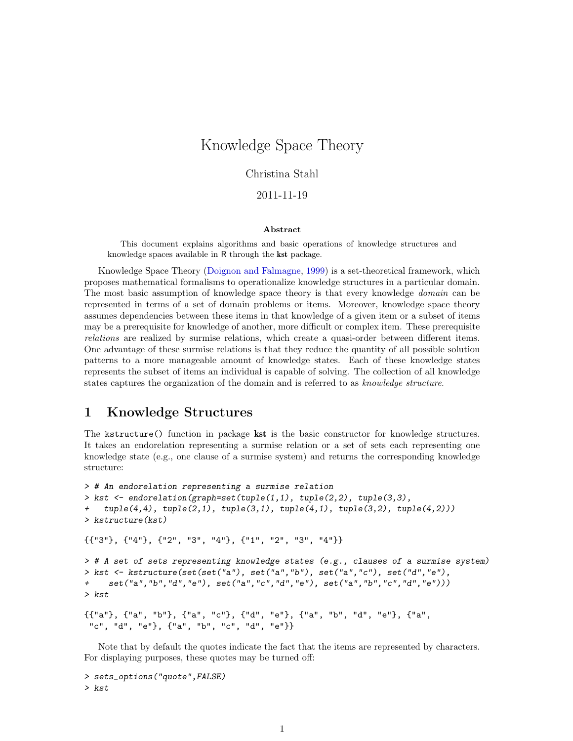# Knowledge Space Theory

Christina Stahl

2011-11-19

**Abstract**

This document explains algorithms and basic operations of knowledge structures and knowledge spaces available in R through the **kst** package.

Knowledge Space Theory (Doignon and Falmagne, 1999) is a set-theoretical framework, which proposes mathematical formalisms to operationalize knowledge structures in a particular domain. The most basic assumption of knowledge space theory is that every knowledge *domain* can be represented in terms of a set of domain problems or items. Moreover, knowledge space theory assumes dependencies between these items in that knowledge of a given item or a subset of items may be a prerequisite for knowledge of another, more difficult or complex item. These prerequisite *relations* are realized by surmise relations, which create a quasi-order between different items. One advantage of these surmise relations is that they reduce the quantity of all possible solution patterns to a more manageable amount of knowledge states. Each of these knowledge states represents the subset of items an individual is capable of solving. The collection of all knowledge states captures the organization of the domain and is referred to as *knowledge structure*.

## 1 Knowledge Structures

The `kstructure()` function in package **kst** is the basic constructor for knowledge structures. It takes an endorelation representing a surmise relation or a set of sets each representing one knowledge state (e.g., one clause of a surmise system) and returns the corresponding knowledge structure:

```
> # An endorelation representing a surmise relation
> kst <- endorelation(graph=set(tuple(1,1), tuple(2,2), tuple(3,3),
+   tuple(4,4), tuple(2,1), tuple(3,1), tuple(4,1), tuple(3,2), tuple(4,2)))
> kstructure(kst)

{{"3"}, {"4"}, {"2", "3", "4"}, {"1", "2", "3", "4"}}

> # A set of sets representing knowledge states (e.g., clauses of a surmise system)
> kst <- kstructure(set(set("a"), set("a","b"), set("a","c"), set("d","e"),
+    set("a","b","d","e"), set("a","c","d","e"), set("a","b","c","d","e")))
> kst

{{"a"}, {"a", "b"}, {"a", "c"}, {"d", "e"}, {"a", "b", "d", "e"}, {"a",
 "c", "d", "e"}, {"a", "b", "c", "d", "e"}}
```

Note that by default the quotes indicate the fact that the items are represented by characters. For displaying purposes, these quotes may be turned off:

```
> sets_options("quote",FALSE)
> kst
```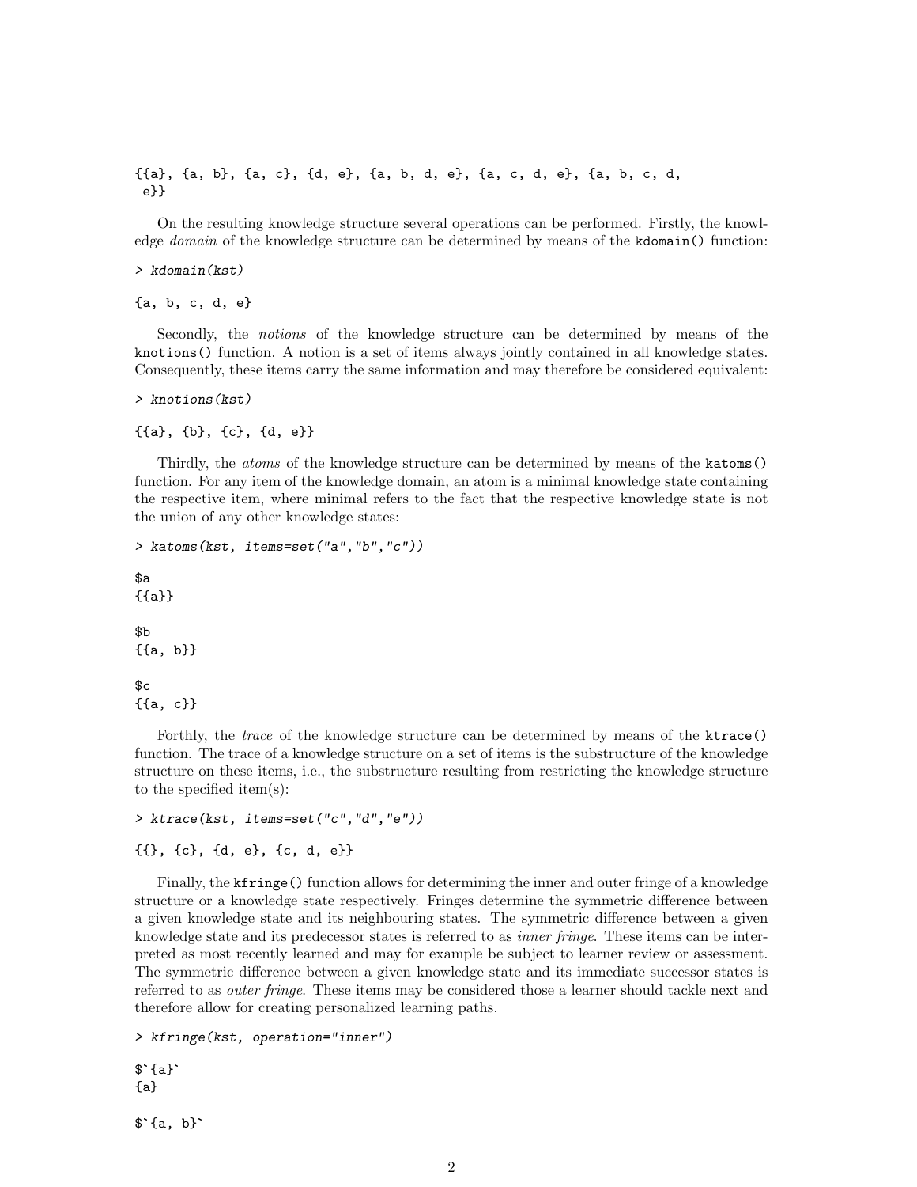```
{{a}, {a, b}, {a, c}, {d, e}, {a, b, d, e}, {a, c, d, e}, {a, b, c, d,
 e}}
```

On the resulting knowledge structure several operations can be performed. Firstly, the knowledge *domain* of the knowledge structure can be determined by means of the `kdomain()` function:

```
> kdomain(kst)

{a, b, c, d, e}
```

Secondly, the *notions* of the knowledge structure can be determined by means of the `knotions()` function. A notion is a set of items always jointly contained in all knowledge states. Consequently, these items carry the same information and may therefore be considered equivalent:

```
> knotions(kst)

{{a}, {b}, {c}, {d, e}}
```

Thirdly, the *atoms* of the knowledge structure can be determined by means of the `katoms()` function. For any item of the knowledge domain, an atom is a minimal knowledge state containing the respective item, where minimal refers to the fact that the respective knowledge state is not the union of any other knowledge states:

```
> katoms(kst, items=set("a","b","c"))

$a
{{a}}

$b
{{a, b}}

$c
{{a, c}}
```

Forthly, the *trace* of the knowledge structure can be determined by means of the `ktrace()` function. The trace of a knowledge structure on a set of items is the substructure of the knowledge structure on these items, i.e., the substructure resulting from restricting the knowledge structure to the specified item(s):

```
> ktrace(kst, items=set("c","d","e"))

{{}, {c}, {d, e}, {c, d, e}}
```

Finally, the `kfringe()` function allows for determining the inner and outer fringe of a knowledge structure or a knowledge state respectively. Fringes determine the symmetric difference between a given knowledge state and its neighbouring states. The symmetric difference between a given knowledge state and its predecessor states is referred to as *inner fringe*. These items can be interpreted as most recently learned and may for example be subject to learner review or assessment. The symmetric difference between a given knowledge state and its immediate successor states is referred to as *outer fringe*. These items may be considered those a learner should tackle next and therefore allow for creating personalized learning paths.

```
> kfringe(kst, operation="inner")

$`{a}`
{a}

$`{a, b}`
```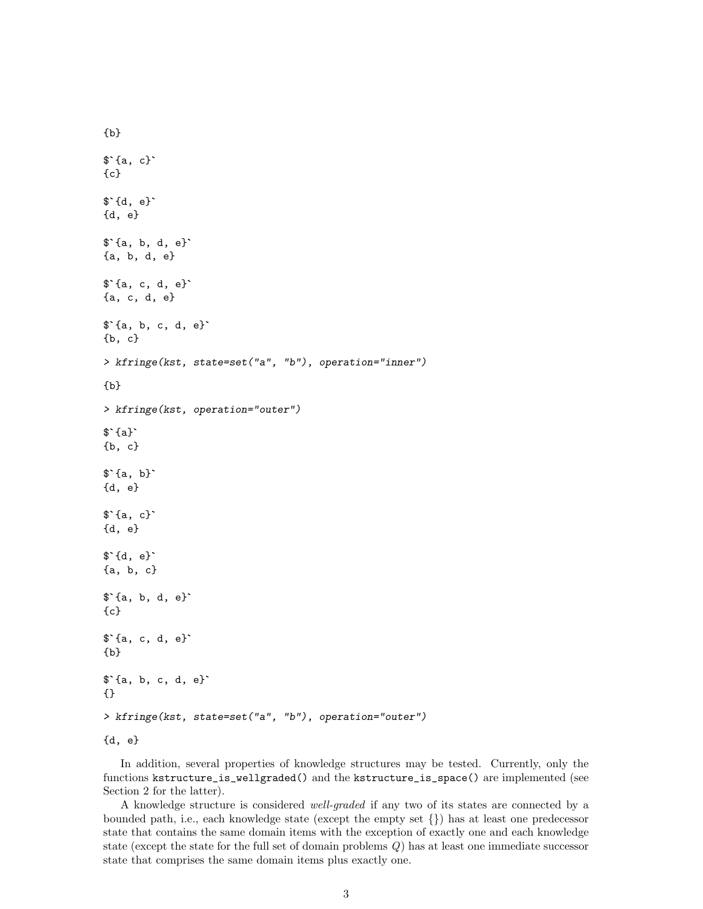```
{b}

$`{a, c}`
{c}

$`{d, e}`
{d, e}

$`{a, b, d, e}`
{a, b, d, e}

$`{a, c, d, e}`
{a, c, d, e}

$`{a, b, c, d, e}`
{b, c}

> kfringe(kst, state=set("a", "b"), operation="inner")

{b}

> kfringe(kst, operation="outer")

$`{a}`
{b, c}

$`{a, b}`
{d, e}

$`{a, c}`
{d, e}

$`{d, e}`
{a, b, c}

$`{a, b, d, e}`
{c}

$`{a, c, d, e}`
{b}

$`{a, b, c, d, e}`
{}

> kfringe(kst, state=set("a", "b"), operation="outer")

{d, e}
```

In addition, several properties of knowledge structures may be tested. Currently, only the functions `kstructure_is_wellgraded()` and the `kstructure_is_space()` are implemented (see Section 2 for the latter).

A knowledge structure is considered *well-graded* if any two of its states are connected by a bounded path, i.e., each knowledge state (except the empty set {}) has at least one predecessor state that contains the same domain items with the exception of exactly one and each knowledge state (except the state for the full set of domain problems $Q$) has at least one immediate successor state that comprises the same domain items plus exactly one.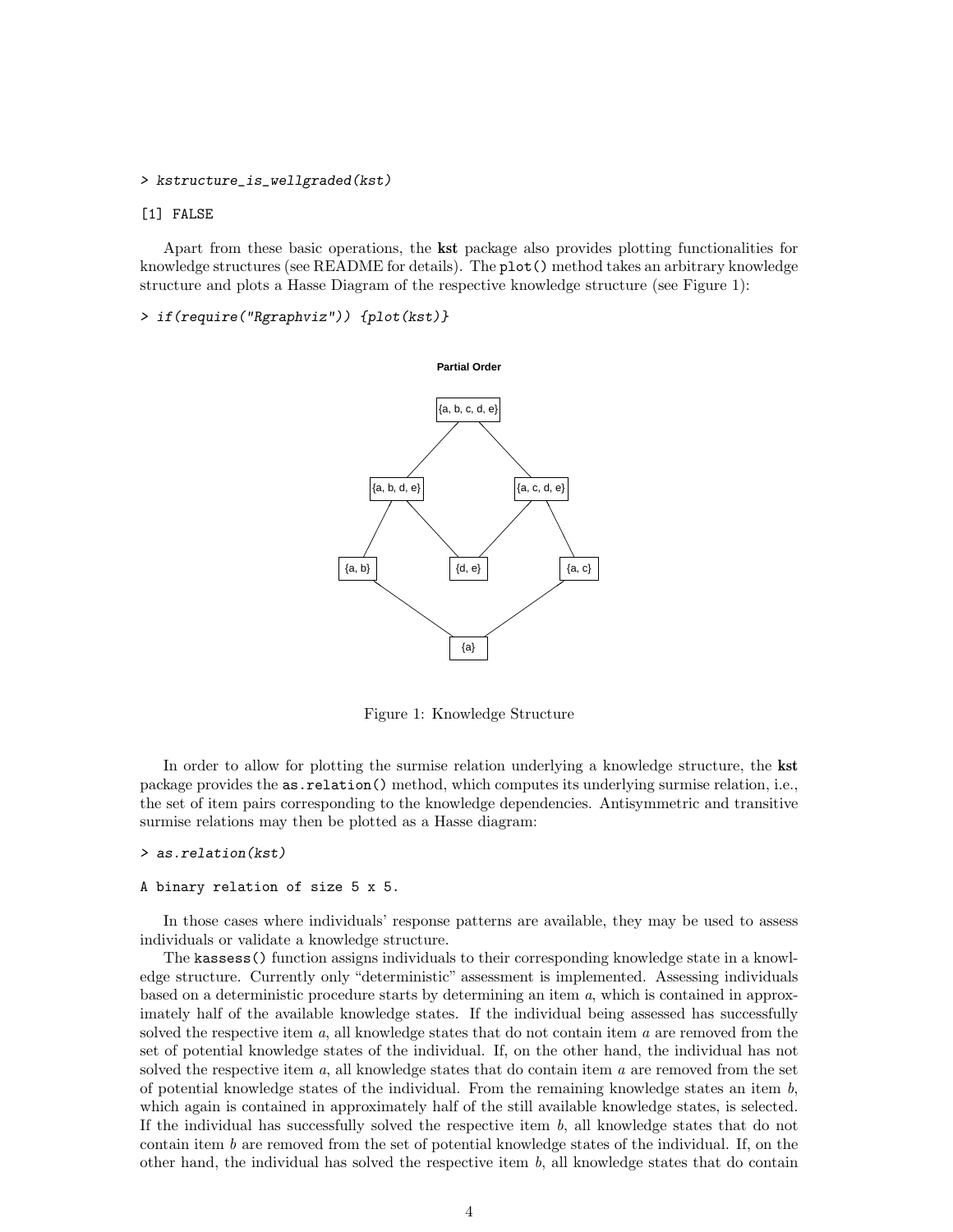```
> kstructure_is_wellgraded(kst)
```

```
[1] FALSE
```

Apart from these basic operations, the **kst** package also provides plotting functionalities for knowledge structures (see README for details). The `plot()` method takes an arbitrary knowledge structure and plots a Hasse Diagram of the respective knowledge structure (see Figure 1):

```
> if(require("Rgraphviz")) {plot(kst)}
```

Figure 1: Knowledge Structure

In order to allow for plotting the surmise relation underlying a knowledge structure, the **kst** package provides the `as.relation()` method, which computes its underlying surmise relation, i.e., the set of item pairs corresponding to the knowledge dependencies. Antisymmetric and transitive surmise relations may then be plotted as a Hasse diagram:

```
> as.relation(kst)
```

```
A binary relation of size 5 x 5.
```

In those cases where individuals' response patterns are available, they may be used to assess individuals or validate a knowledge structure.

The `kassess()` function assigns individuals to their corresponding knowledge state in a knowledge structure. Currently only "deterministic" assessment is implemented. Assessing individuals based on a deterministic procedure starts by determining an item $a$, which is contained in approximately half of the available knowledge states. If the individual being assessed has successfully solved the respective item $a$, all knowledge states that do not contain item $a$ are removed from the set of potential knowledge states of the individual. If, on the other hand, the individual has not solved the respective item $a$, all knowledge states that do contain item $a$ are removed from the set of potential knowledge states of the individual. From the remaining knowledge states an item $b$, which again is contained in approximately half of the still available knowledge states, is selected. If the individual has successfully solved the respective item $b$, all knowledge states that do not contain item $b$ are removed from the set of potential knowledge states of the individual. If, on the other hand, the individual has solved the respective item $b$, all knowledge states that do contain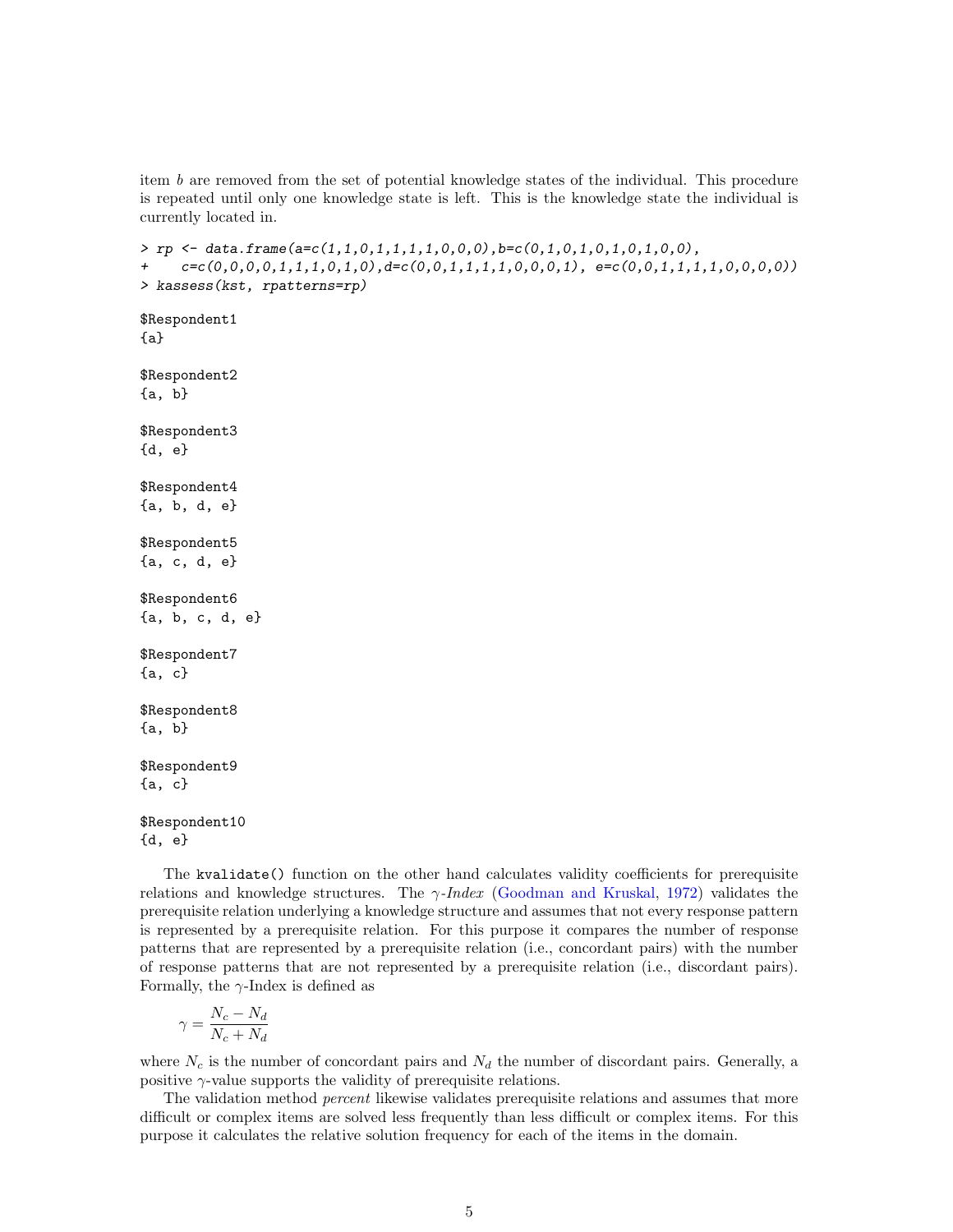item $b$ are removed from the set of potential knowledge states of the individual. This procedure is repeated until only one knowledge state is left. This is the knowledge state the individual is currently located in.

```
> rp <- data.frame(a=c(1,1,0,1,1,1,1,0,0,0),b=c(0,1,0,1,0,1,0,1,0,0),
+    c=c(0,0,0,0,1,1,1,0,1,0),d=c(0,0,1,1,1,1,0,0,0,1), e=c(0,0,1,1,1,1,0,0,0,0))
> kassess(kst, rpatterns=rp)

$Respondent1
{a}

$Respondent2
{a, b}

$Respondent3
{d, e}

$Respondent4
{a, b, d, e}

$Respondent5
{a, c, d, e}

$Respondent6
{a, b, c, d, e}

$Respondent7
{a, c}

$Respondent8
{a, b}

$Respondent9
{a, c}

$Respondent10
{d, e}
```

The `kvalidate()` function on the other hand calculates validity coefficients for prerequisite relations and knowledge structures. The $\gamma$-*Index* (Goodman and Kruskal, 1972) validates the prerequisite relation underlying a knowledge structure and assumes that not every response pattern is represented by a prerequisite relation. For this purpose it compares the number of response patterns that are represented by a prerequisite relation (i.e., concordant pairs) with the number of response patterns that are not represented by a prerequisite relation (i.e., discordant pairs). Formally, the $\gamma$-Index is defined as

$$\gamma = \frac{N_c - N_d}{N_c + N_d}$$

where $N_c$ is the number of concordant pairs and $N_d$ the number of discordant pairs. Generally, a positive $\gamma$-value supports the validity of prerequisite relations.

The validation method *percent* likewise validates prerequisite relations and assumes that more difficult or complex items are solved less frequently than less difficult or complex items. For this purpose it calculates the relative solution frequency for each of the items in the domain.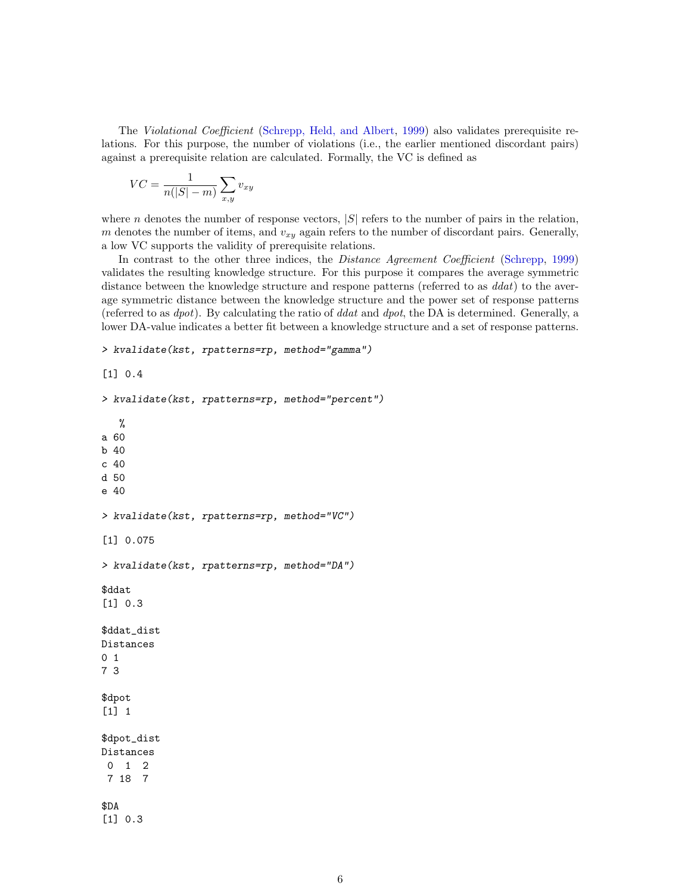The *Violational Coefficient* (Schrepp, Held, and Albert, 1999) also validates prerequisite relations. For this purpose, the number of violations (i.e., the earlier mentioned discordant pairs) against a prerequisite relation are calculated. Formally, the VC is defined as

$$VC = \frac{1}{n(|S| - m)} \sum_{x,y} v_{xy}$$

where $n$ denotes the number of response vectors, $|S|$ refers to the number of pairs in the relation, $m$ denotes the number of items, and $v_{xy}$ again refers to the number of discordant pairs. Generally, a low VC supports the validity of prerequisite relations.

In contrast to the other three indices, the *Distance Agreement Coefficient* (Schrepp, 1999) validates the resulting knowledge structure. For this purpose it compares the average symmetric distance between the knowledge structure and respone patterns (referred to as *ddat*) to the average symmetric distance between the knowledge structure and the power set of response patterns (referred to as *dpot*). By calculating the ratio of *ddat* and *dpot*, the DA is determined. Generally, a lower DA-value indicates a better fit between a knowledge structure and a set of response patterns.

```
> kvalidate(kst, rpatterns=rp, method="gamma")

[1] 0.4

> kvalidate(kst, rpatterns=rp, method="percent")

   %
a 60
b 40
c 40
d 50
e 40

> kvalidate(kst, rpatterns=rp, method="VC")

[1] 0.075

> kvalidate(kst, rpatterns=rp, method="DA")

$ddat
[1] 0.3

$ddat_dist
Distances
0 1
7 3

$dpot
[1] 1

$dpot_dist
Distances
 0  1  2
 7 18  7

$DA
[1] 0.3
```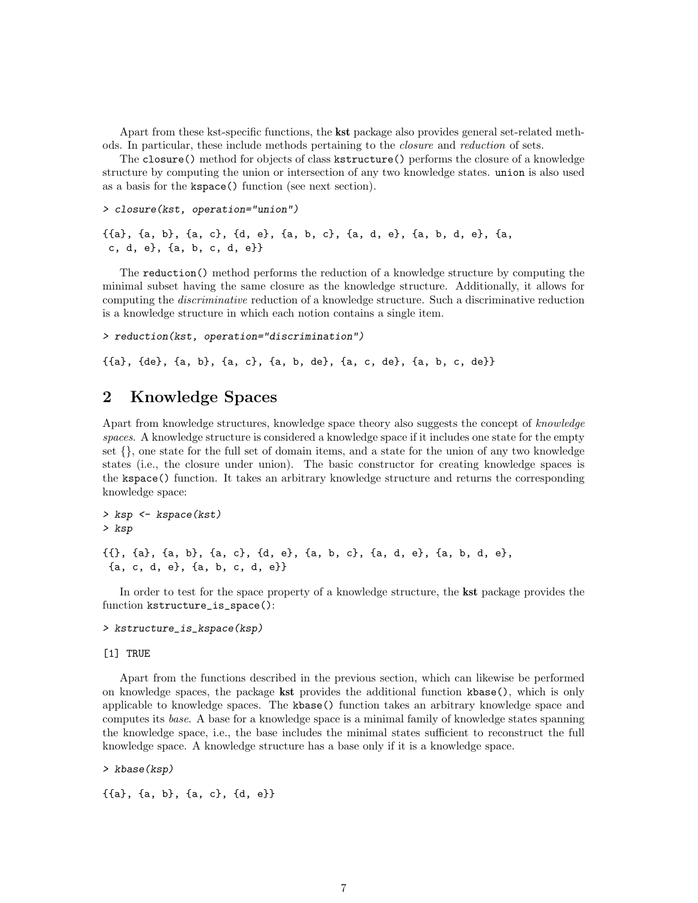Apart from these kst-specific functions, the **kst** package also provides general set-related methods. In particular, these include methods pertaining to the *closure* and *reduction* of sets.

The `closure()` method for objects of class `kstructure()` performs the closure of a knowledge structure by computing the union or intersection of any two knowledge states. `union` is also used as a basis for the `kspace()` function (see next section).

```
> closure(kst, operation="union")

{{a}, {a, b}, {a, c}, {d, e}, {a, b, c}, {a, d, e}, {a, b, d, e}, {a,
 c, d, e}, {a, b, c, d, e}}
```

The `reduction()` method performs the reduction of a knowledge structure by computing the minimal subset having the same closure as the knowledge structure. Additionally, it allows for computing the *discriminative* reduction of a knowledge structure. Such a discriminative reduction is a knowledge structure in which each notion contains a single item.

```
> reduction(kst, operation="discrimination")

{{a}, {de}, {a, b}, {a, c}, {a, b, de}, {a, c, de}, {a, b, c, de}}
```

## 2 Knowledge Spaces

Apart from knowledge structures, knowledge space theory also suggests the concept of *knowledge spaces*. A knowledge structure is considered a knowledge space if it includes one state for the empty set {}, one state for the full set of domain items, and a state for the union of any two knowledge states (i.e., the closure under union). The basic constructor for creating knowledge spaces is the `kspace()` function. It takes an arbitrary knowledge structure and returns the corresponding knowledge space:

```
> ksp <- kspace(kst)
> ksp

{{}, {a}, {a, b}, {a, c}, {d, e}, {a, b, c}, {a, d, e}, {a, b, d, e},
 {a, c, d, e}, {a, b, c, d, e}}
```

In order to test for the space property of a knowledge structure, the **kst** package provides the function `kstructure_is_space()`:

```
> kstructure_is_kspace(ksp)

[1] TRUE
```

Apart from the functions described in the previous section, which can likewise be performed on knowledge spaces, the package **kst** provides the additional function `kbase()`, which is only applicable to knowledge spaces. The `kbase()` function takes an arbitrary knowledge space and computes its *base*. A base for a knowledge space is a minimal family of knowledge states spanning the knowledge space, i.e., the base includes the minimal states sufficient to reconstruct the full knowledge space. A knowledge structure has a base only if it is a knowledge space.

```
> kbase(ksp)

{{a}, {a, b}, {a, c}, {d, e}}
```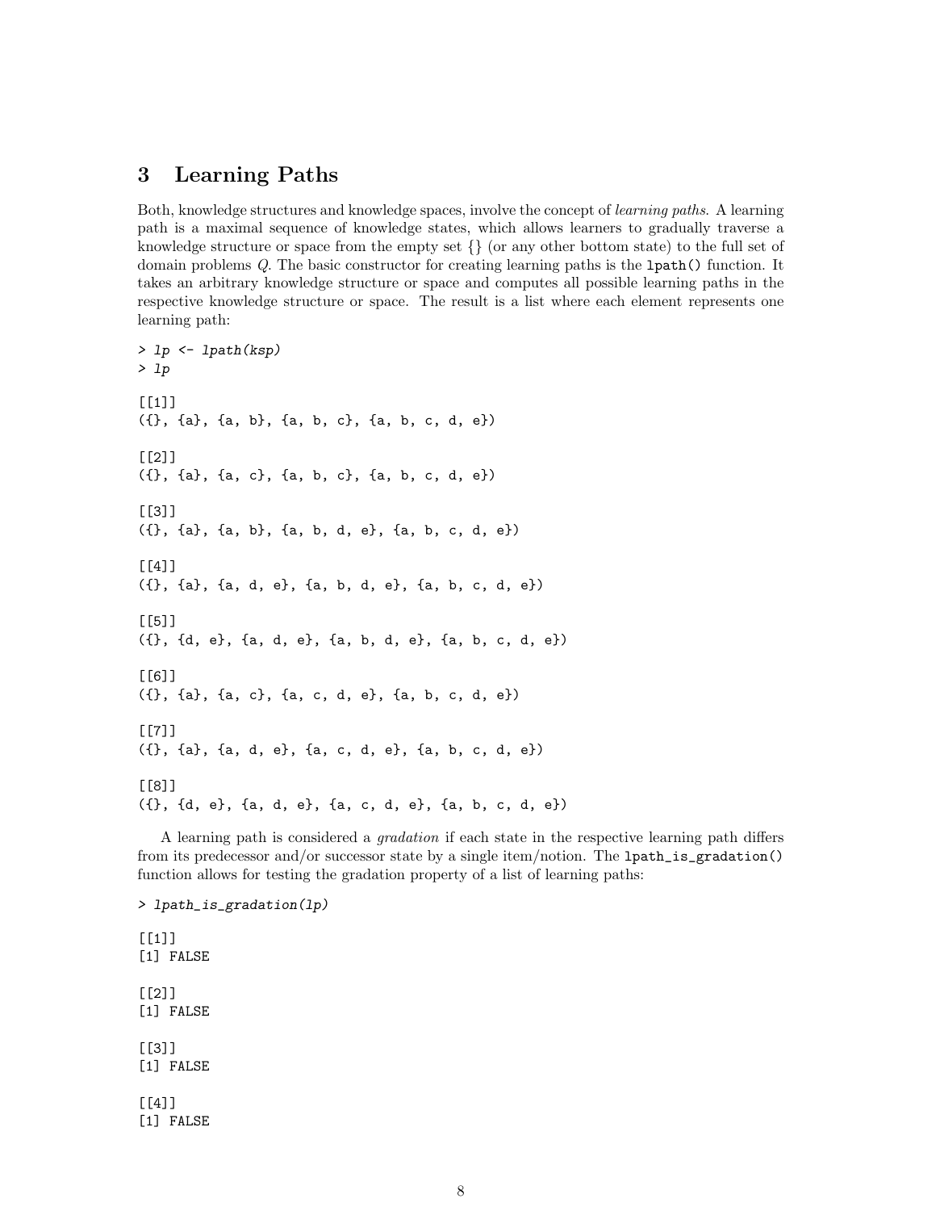## 3 Learning Paths

Both, knowledge structures and knowledge spaces, involve the concept of *learning paths*. A learning path is a maximal sequence of knowledge states, which allows learners to gradually traverse a knowledge structure or space from the empty set {} (or any other bottom state) to the full set of domain problems $Q$. The basic constructor for creating learning paths is the `lpath()` function. It takes an arbitrary knowledge structure or space and computes all possible learning paths in the respective knowledge structure or space. The result is a list where each element represents one learning path:

```
> lp <- lpath(ksp)
> lp

[[1]]
({}, {a}, {a, b}, {a, b, c}, {a, b, c, d, e})

[[2]]
({}, {a}, {a, c}, {a, b, c}, {a, b, c, d, e})

[[3]]
({}, {a}, {a, b}, {a, b, d, e}, {a, b, c, d, e})

[[4]]
({}, {a}, {a, d, e}, {a, b, d, e}, {a, b, c, d, e})

[[5]]
({}, {d, e}, {a, d, e}, {a, b, d, e}, {a, b, c, d, e})

[[6]]
({}, {a}, {a, c}, {a, c, d, e}, {a, b, c, d, e})

[[7]]
({}, {a}, {a, d, e}, {a, c, d, e}, {a, b, c, d, e})

[[8]]
({}, {d, e}, {a, d, e}, {a, c, d, e}, {a, b, c, d, e})
```

A learning path is considered a *gradation* if each state in the respective learning path differs from its predecessor and/or successor state by a single item/notion. The `lpath_is_gradation()` function allows for testing the gradation property of a list of learning paths:

```
> lpath_is_gradation(lp)

[[1]]
[1] FALSE

[[2]]
[1] FALSE

[[3]]
[1] FALSE

[[4]]
[1] FALSE
```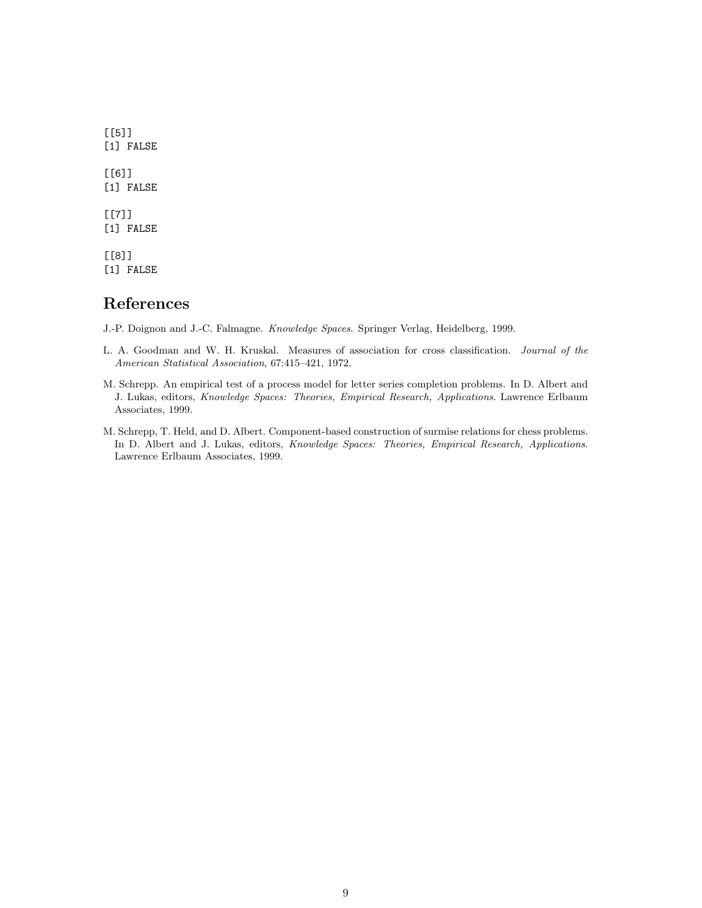```
[[5]]
[1] FALSE

[[6]]
[1] FALSE

[[7]]
[1] FALSE

[[8]]
[1] FALSE
```

## References

J.-P. Doignon and J.-C. Falmagne. *Knowledge Spaces*. Springer Verlag, Heidelberg, 1999.

L. A. Goodman and W. H. Kruskal. Measures of association for cross classification. *Journal of the American Statistical Association*, 67:415–421, 1972.

M. Schrepp. An empirical test of a process model for letter series completion problems. In D. Albert and J. Lukas, editors, *Knowledge Spaces: Theories, Empirical Research, Applications*. Lawrence Erlbaum Associates, 1999.

M. Schrepp, T. Held, and D. Albert. Component-based construction of surmise relations for chess problems. In D. Albert and J. Lukas, editors, *Knowledge Spaces: Theories, Empirical Research, Applications*. Lawrence Erlbaum Associates, 1999.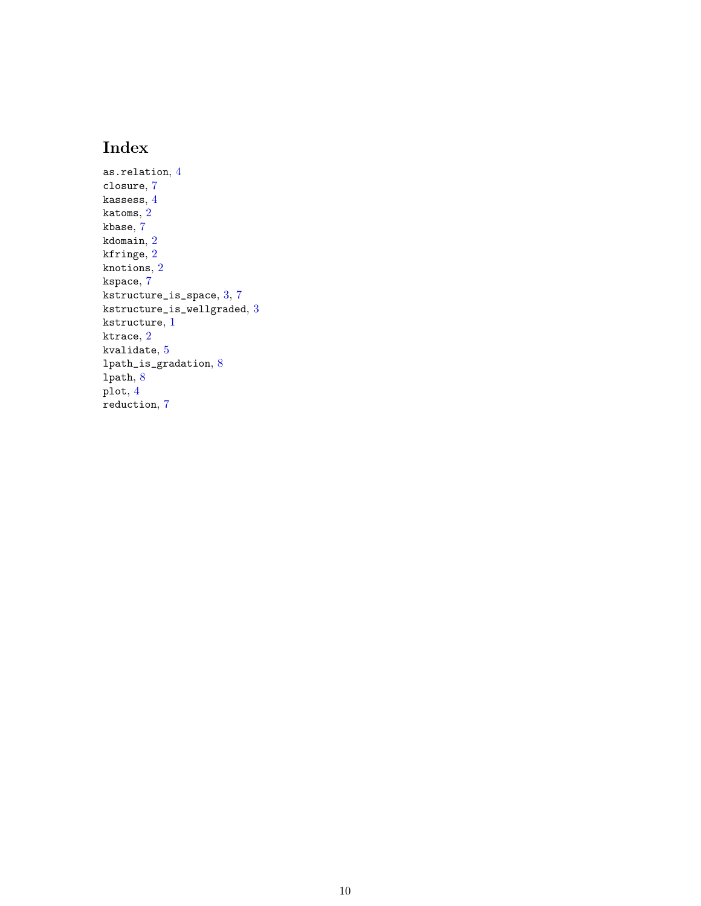# Index

as.relation, 4
closure, 7
kassess, 4
katoms, 2
kbase, 7
kdomain, 2
kfringe, 2
knotions, 2
kspace, 7
kstructure_is_space, 3, 7
kstructure_is_wellgraded, 3
kstructure, 1
ktrace, 2
kvalidate, 5
lpath_is_gradation, 8
lpath, 8
plot, 4
reduction, 7